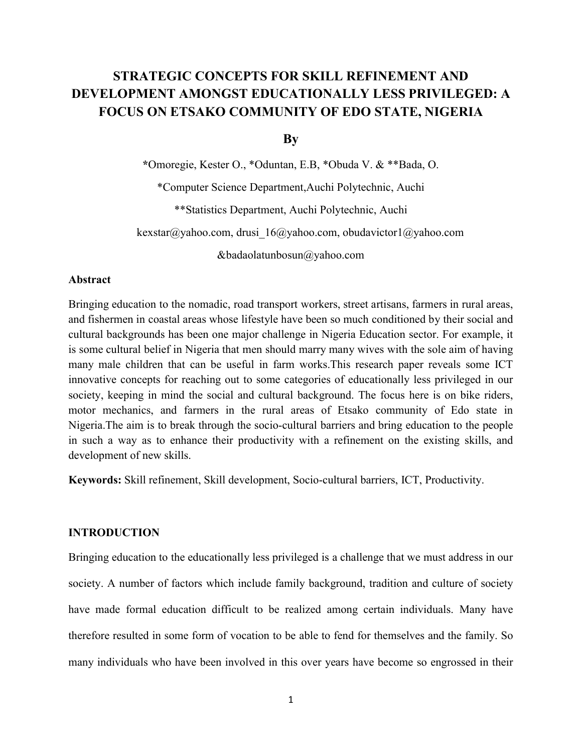# STRATEGIC CONCEPTS FOR SKILL REFINEMENT AND DEVELOPMENT AMONGST EDUCATIONALLY LESS PRIVILEGED: A FOCUS ON ETSAKO COMMUNITY OF EDO STATE, NIGERIA

**By**

**\***Omoregie, Kester O., \*Oduntan, E.B, \*Obuda V. & \*\*Bada, O.

\*Computer Science Department,Auchi Polytechnic, Auchi

\*\*Statistics Department, Auchi Polytechnic, Auchi

kexstar@yahoo.com, drusi_16@yahoo.com, obudavictor1@yahoo.com &badaolatunbosun@yahoo.com

### Abstract

Bringing education to the nomadic, road transport workers, street artisans, farmers in rural areas, and fishermen in coastal areas whose lifestyle have been so much conditioned by their social and cultural backgrounds has been one major challenge in Nigeria Education sector. For example, it is some cultural belief in Nigeria that men should marry many wives with the sole aim of having many male children that can be useful in farm works.This research paper reveals some ICT innovative concepts for reaching out to some categories of educationally less privileged in our society, keeping in mind the social and cultural background. The focus here is on bike riders, motor mechanics, and farmers in the rural areas of Etsako community of Edo state in Nigeria.The aim is to break through the socio-cultural barriers and bring education to the people in such a way as to enhance their productivity with a refinement on the existing skills, and development of new skills.

**Keywords:** Skill refinement, Skill development, Socio-cultural barriers, ICT, Productivity.

## INTRODUCTION

Bringing education to the educationally less privileged is a challenge that we must address in our society. A number of factors which include family background, tradition and culture of society have made formal education difficult to be realized among certain individuals. Many have therefore resulted in some form of vocation to be able to fend for themselves and the family. So many individuals who have been involved in this over years have become so engrossed in their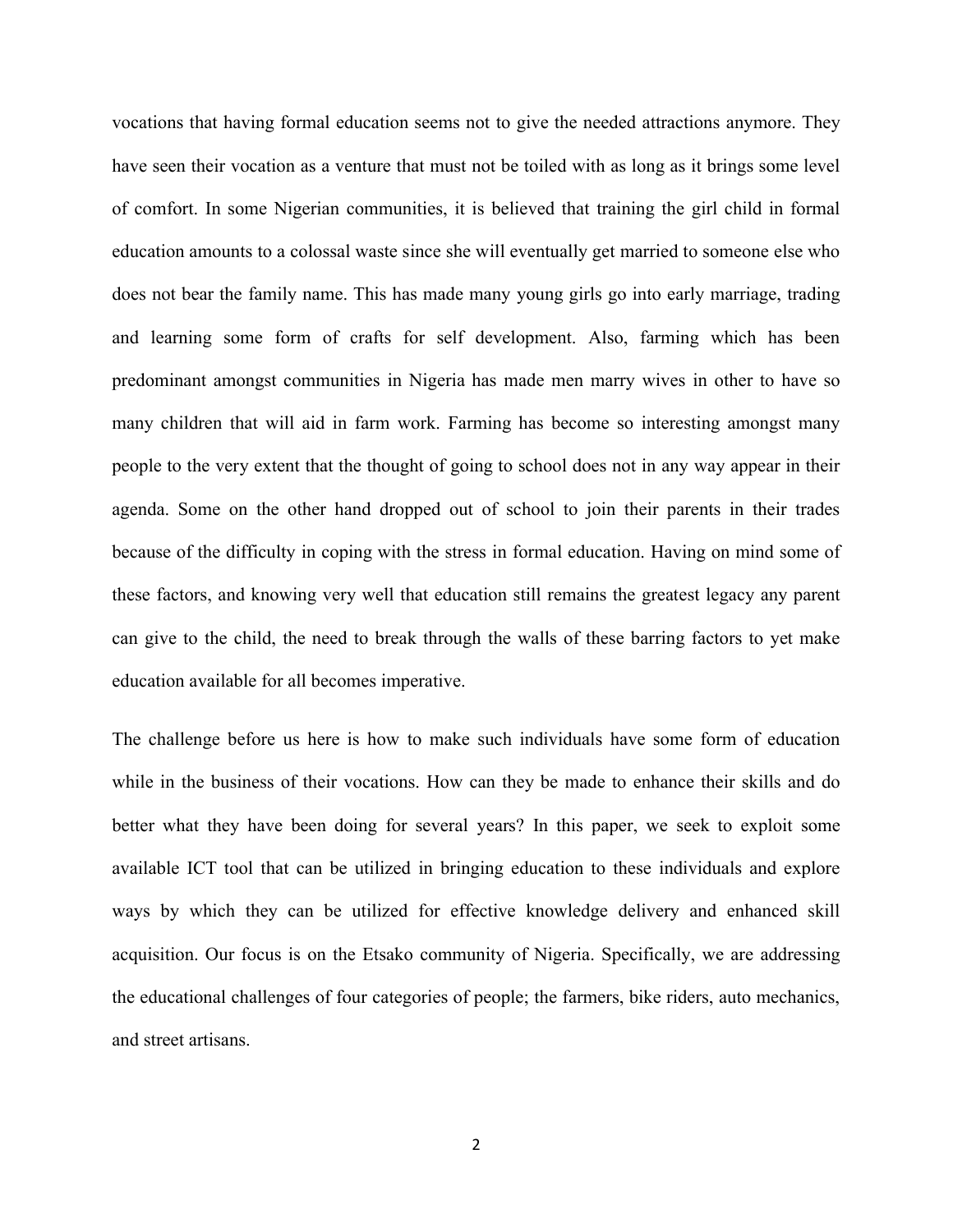vocations that having formal education seems not to give the needed attractions anymore. They have seen their vocation as a venture that must not be toiled with as long as it brings some level of comfort. In some Nigerian communities, it is believed that training the girl child in formal education amounts to a colossal waste since she will eventually get married to someone else who does not bear the family name. This has made many young girls go into early marriage, trading and learning some form of crafts for self development. Also, farming which has been predominant amongst communities in Nigeria has made men marry wives in other to have so many children that will aid in farm work. Farming has become so interesting amongst many people to the very extent that the thought of going to school does not in any way appear in their agenda. Some on the other hand dropped out of school to join their parents in their trades because of the difficulty in coping with the stress in formal education. Having on mind some of these factors, and knowing very well that education still remains the greatest legacy any parent can give to the child, the need to break through the walls of these barring factors to yet make education available for all becomes imperative.

The challenge before us here is how to make such individuals have some form of education while in the business of their vocations. How can they be made to enhance their skills and do better what they have been doing for several years? In this paper, we seek to exploit some available ICT tool that can be utilized in bringing education to these individuals and explore ways by which they can be utilized for effective knowledge delivery and enhanced skill acquisition. Our focus is on the Etsako community of Nigeria. Specifically, we are addressing the educational challenges of four categories of people; the farmers, bike riders, auto mechanics, and street artisans.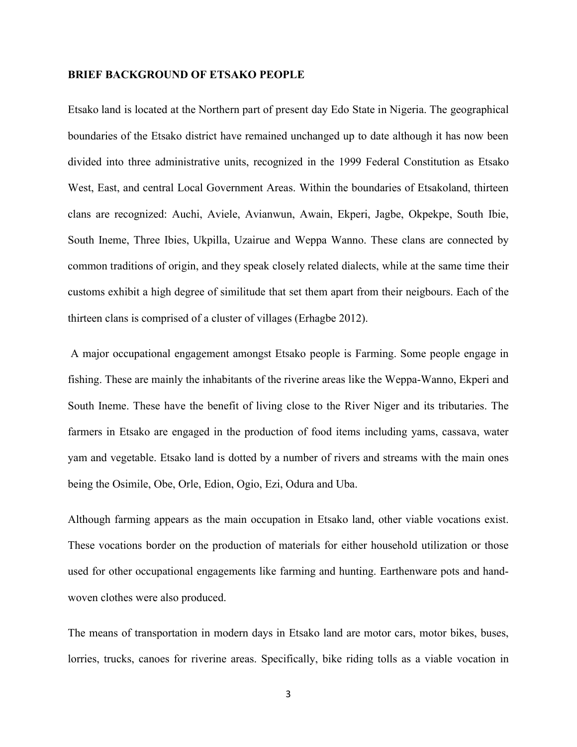**BRIEF BACKGROUND OF ETSAKO PEOPLE**

Etsako land is located at the Northern part of present day Edo State in Nigeria. The geographical boundaries of the Etsako district have remained unchanged up to date although it has now been divided into three administrative units, recognized in the 1999 Federal Constitution as Etsako West, East, and central Local Government Areas. Within the boundaries of Etsakoland, thirteen clans are recognized: Auchi, Aviele, Avianwun, Awain, Ekperi, Jagbe, Okpekpe, South Ibie, South Ineme, Three Ibies, Ukpilla, Uzairue and Weppa Wanno. These clans are connected by common traditions of origin, and they speak closely related dialects, while at the same time their customs exhibit a high degree of similitude that set them apart from their neigbours. Each of the thirteen clans is comprised of a cluster of villages (Erhagbe 2012).

A major occupational engagement amongst Etsako people is Farming. Some people engage in fishing. These are mainly the inhabitants of the riverine areas like the Weppa-Wanno, Ekperi and South Ineme. These have the benefit of living close to the River Niger and its tributaries. The farmers in Etsako are engaged in the production of food items including yams, cassava, water yam and vegetable. Etsako land is dotted by a number of rivers and streams with the main ones being the Osimile, Obe, Orle, Edion, Ogio, Ezi, Odura and Uba.

Although farming appears as the main occupation in Etsako land, other viable vocations exist. These vocations border on the production of materials for either household utilization or those used for other occupational engagements like farming and hunting. Earthenware pots and hand-woven clothes were also produced.

The means of transportation in modern days in Etsako land are motor cars, motor bikes, buses, lorries, trucks, canoes for riverine areas. Specifically, bike riding tolls as a viable vocation in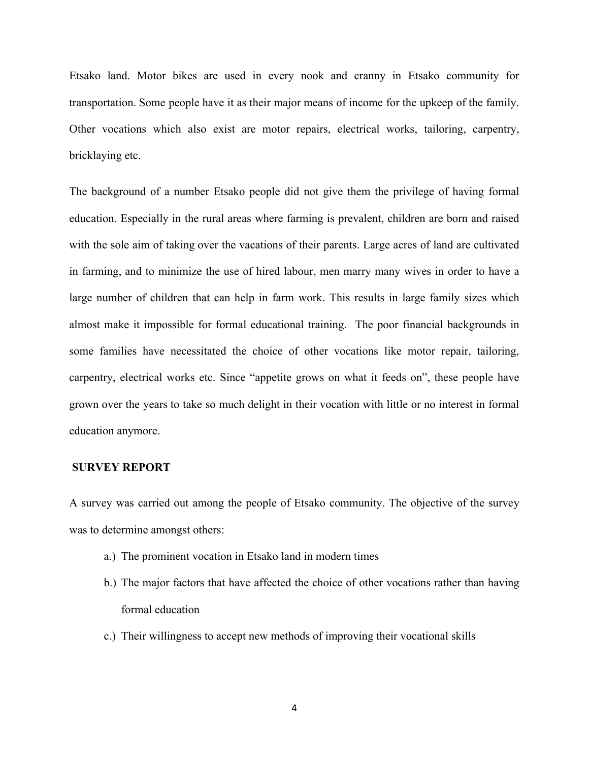Etsako land. Motor bikes are used in every nook and cranny in Etsako community for transportation. Some people have it as their major means of income for the upkeep of the family. Other vocations which also exist are motor repairs, electrical works, tailoring, carpentry, bricklaying etc.

The background of a number Etsako people did not give them the privilege of having formal education. Especially in the rural areas where farming is prevalent, children are born and raised with the sole aim of taking over the vacations of their parents. Large acres of land are cultivated in farming, and to minimize the use of hired labour, men marry many wives in order to have a large number of children that can help in farm work. This results in large family sizes which almost make it impossible for formal educational training. The poor financial backgrounds in some families have necessitated the choice of other vocations like motor repair, tailoring, carpentry, electrical works etc. Since "appetite grows on what it feeds on", these people have grown over the years to take so much delight in their vocation with little or no interest in formal education anymore.

## SURVEY REPORT

A survey was carried out among the people of Etsako community. The objective of the survey was to determine amongst others:

a.) The prominent vocation in Etsako land in modern times

b.) The major factors that have affected the choice of other vocations rather than having formal education

c.) Their willingness to accept new methods of improving their vocational skills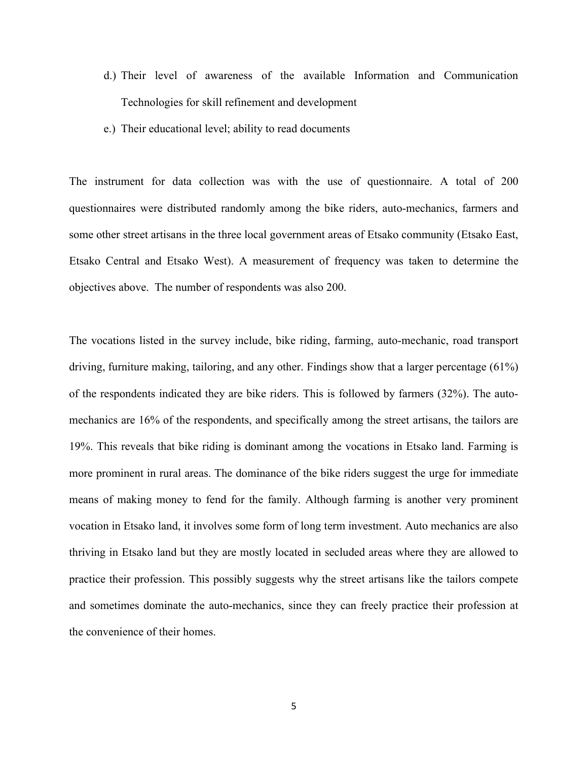d.) Their level of awareness of the available Information and Communication Technologies for skill refinement and development

e.) Their educational level; ability to read documents

The instrument for data collection was with the use of questionnaire. A total of 200 questionnaires were distributed randomly among the bike riders, auto-mechanics, farmers and some other street artisans in the three local government areas of Etsako community (Etsako East, Etsako Central and Etsako West). A measurement of frequency was taken to determine the objectives above. The number of respondents was also 200.

The vocations listed in the survey include, bike riding, farming, auto-mechanic, road transport driving, furniture making, tailoring, and any other. Findings show that a larger percentage (61%) of the respondents indicated they are bike riders. This is followed by farmers (32%). The auto-mechanics are 16% of the respondents, and specifically among the street artisans, the tailors are 19%. This reveals that bike riding is dominant among the vocations in Etsako land. Farming is more prominent in rural areas. The dominance of the bike riders suggest the urge for immediate means of making money to fend for the family. Although farming is another very prominent vocation in Etsako land, it involves some form of long term investment. Auto mechanics are also thriving in Etsako land but they are mostly located in secluded areas where they are allowed to practice their profession. This possibly suggests why the street artisans like the tailors compete and sometimes dominate the auto-mechanics, since they can freely practice their profession at the convenience of their homes.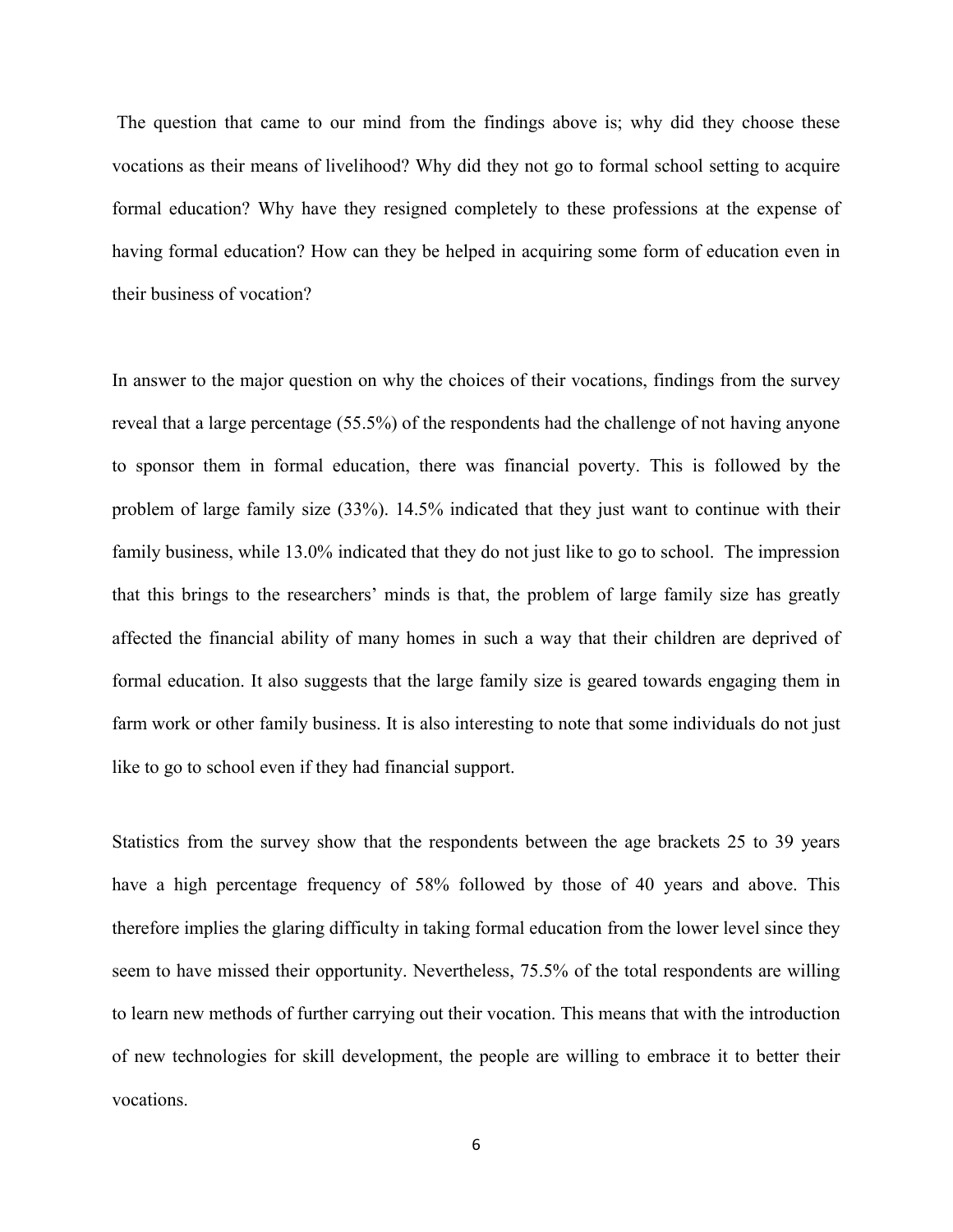The question that came to our mind from the findings above is; why did they choose these vocations as their means of livelihood? Why did they not go to formal school setting to acquire formal education? Why have they resigned completely to these professions at the expense of having formal education? How can they be helped in acquiring some form of education even in their business of vocation?

In answer to the major question on why the choices of their vocations, findings from the survey reveal that a large percentage (55.5%) of the respondents had the challenge of not having anyone to sponsor them in formal education, there was financial poverty. This is followed by the problem of large family size (33%). 14.5% indicated that they just want to continue with their family business, while 13.0% indicated that they do not just like to go to school. The impression that this brings to the researchers' minds is that, the problem of large family size has greatly affected the financial ability of many homes in such a way that their children are deprived of formal education. It also suggests that the large family size is geared towards engaging them in farm work or other family business. It is also interesting to note that some individuals do not just like to go to school even if they had financial support.

Statistics from the survey show that the respondents between the age brackets 25 to 39 years have a high percentage frequency of 58% followed by those of 40 years and above. This therefore implies the glaring difficulty in taking formal education from the lower level since they seem to have missed their opportunity. Nevertheless, 75.5% of the total respondents are willing to learn new methods of further carrying out their vocation. This means that with the introduction of new technologies for skill development, the people are willing to embrace it to better their vocations.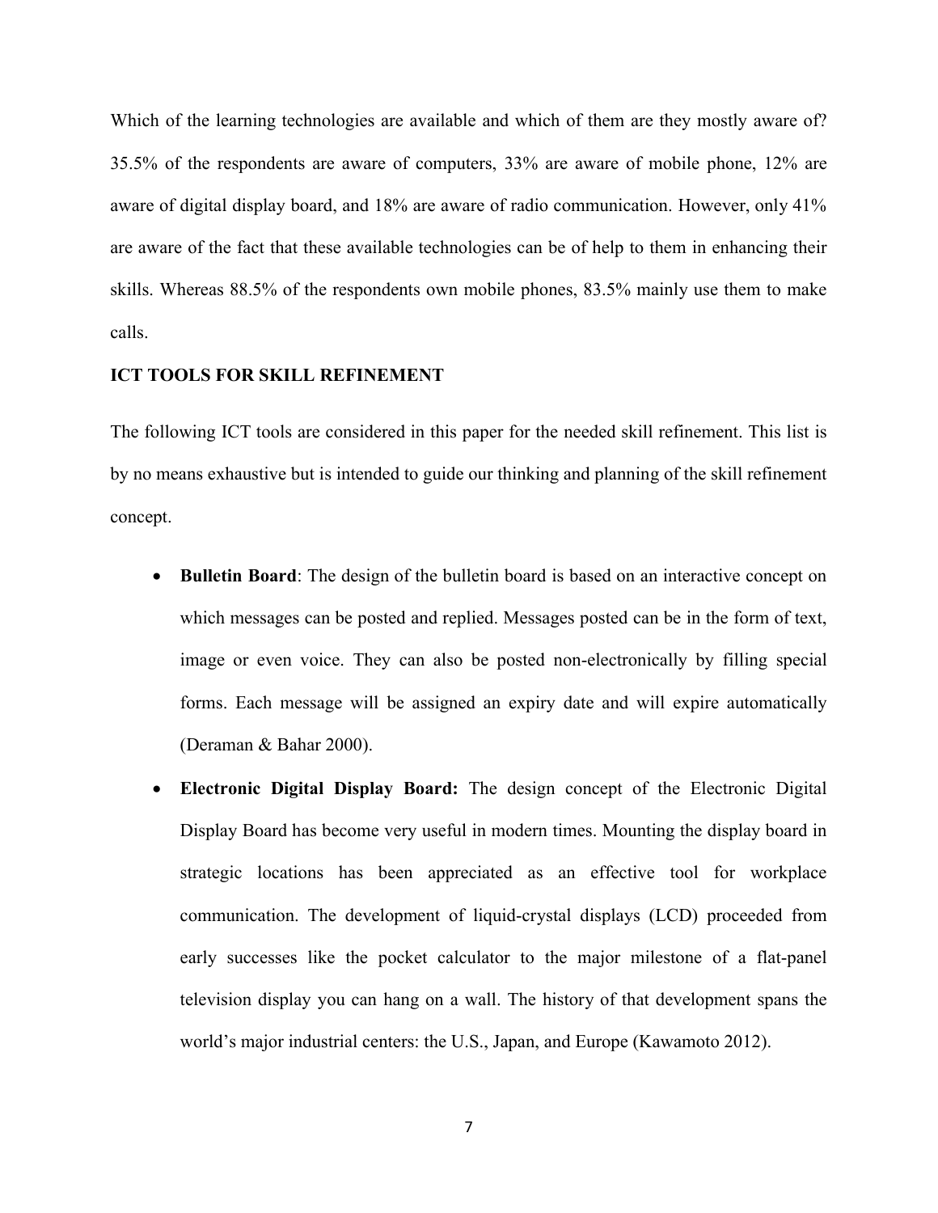Which of the learning technologies are available and which of them are they mostly aware of? 35.5% of the respondents are aware of computers, 33% are aware of mobile phone, 12% are aware of digital display board, and 18% are aware of radio communication. However, only 41% are aware of the fact that these available technologies can be of help to them in enhancing their skills. Whereas 88.5% of the respondents own mobile phones, 83.5% mainly use them to make calls.

## ICT TOOLS FOR SKILL REFINEMENT

The following ICT tools are considered in this paper for the needed skill refinement. This list is by no means exhaustive but is intended to guide our thinking and planning of the skill refinement concept.

- **Bulletin Board**: The design of the bulletin board is based on an interactive concept on which messages can be posted and replied. Messages posted can be in the form of text, image or even voice. They can also be posted non-electronically by filling special forms. Each message will be assigned an expiry date and will expire automatically (Deraman & Bahar 2000).
- **Electronic Digital Display Board:** The design concept of the Electronic Digital Display Board has become very useful in modern times. Mounting the display board in strategic locations has been appreciated as an effective tool for workplace communication. The development of liquid-crystal displays (LCD) proceeded from early successes like the pocket calculator to the major milestone of a flat-panel television display you can hang on a wall. The history of that development spans the world's major industrial centers: the U.S., Japan, and Europe (Kawamoto 2012).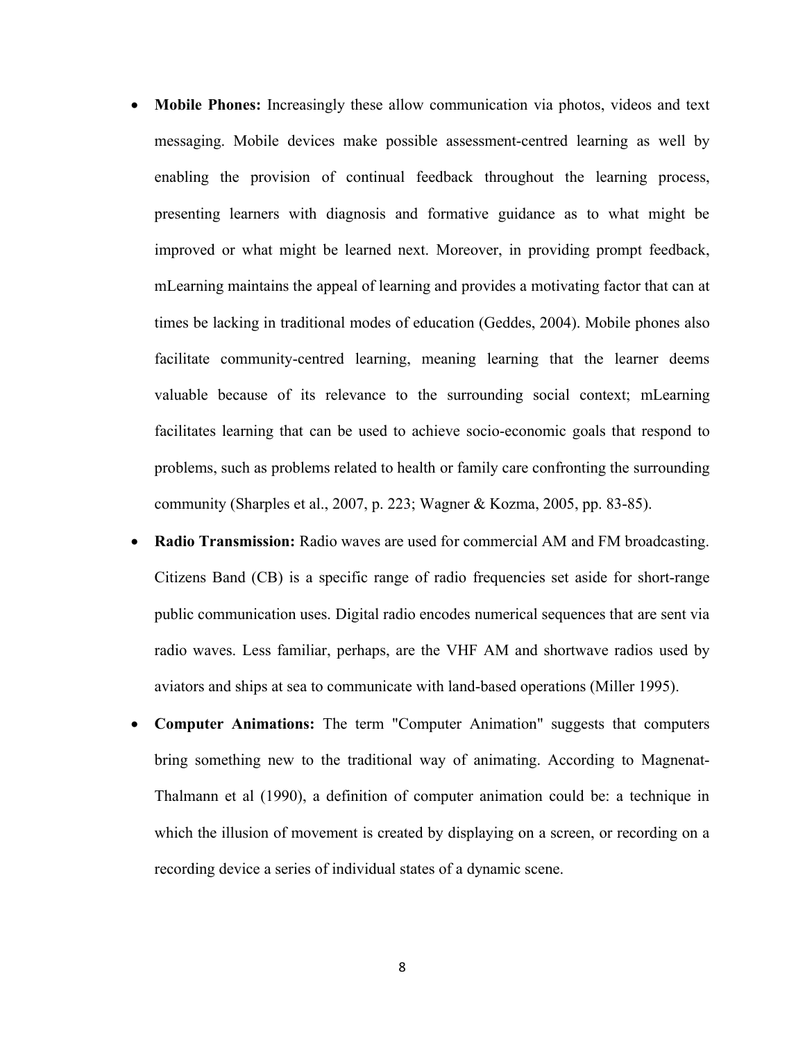- **Mobile Phones:** Increasingly these allow communication via photos, videos and text messaging. Mobile devices make possible assessment-centred learning as well by enabling the provision of continual feedback throughout the learning process, presenting learners with diagnosis and formative guidance as to what might be improved or what might be learned next. Moreover, in providing prompt feedback, mLearning maintains the appeal of learning and provides a motivating factor that can at times be lacking in traditional modes of education (Geddes, 2004). Mobile phones also facilitate community-centred learning, meaning learning that the learner deems valuable because of its relevance to the surrounding social context; mLearning facilitates learning that can be used to achieve socio-economic goals that respond to problems, such as problems related to health or family care confronting the surrounding community (Sharples et al., 2007, p. 223; Wagner & Kozma, 2005, pp. 83-85).
- **Radio Transmission:** Radio waves are used for commercial AM and FM broadcasting. Citizens Band (CB) is a specific range of radio frequencies set aside for short-range public communication uses. Digital radio encodes numerical sequences that are sent via radio waves. Less familiar, perhaps, are the VHF AM and shortwave radios used by aviators and ships at sea to communicate with land-based operations (Miller 1995).
- **Computer Animations:** The term "Computer Animation" suggests that computers bring something new to the traditional way of animating. According to Magnenat-Thalmann et al (1990), a definition of computer animation could be: a technique in which the illusion of movement is created by displaying on a screen, or recording on a recording device a series of individual states of a dynamic scene.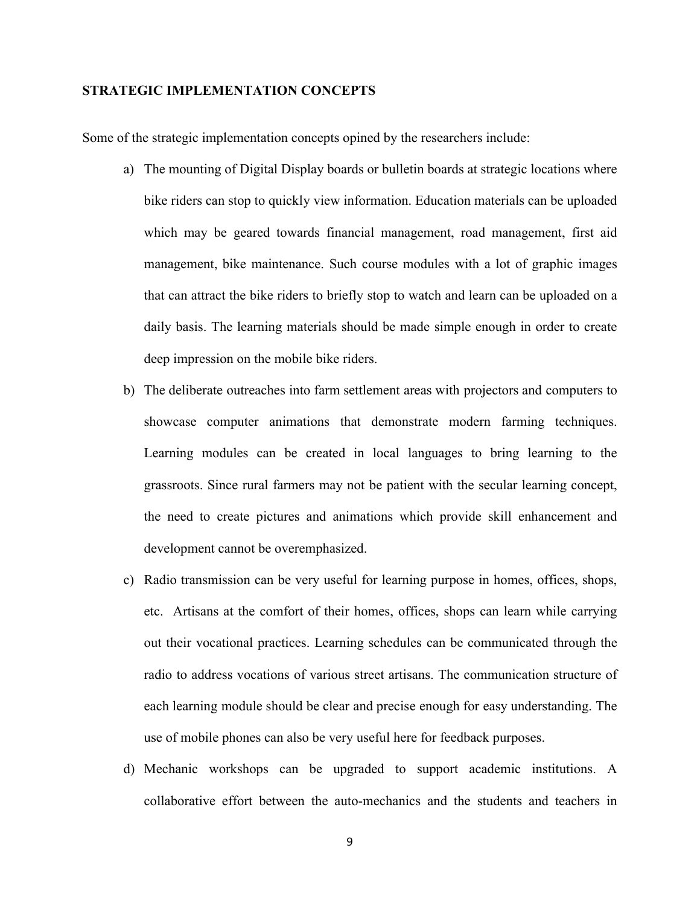**STRATEGIC IMPLEMENTATION CONCEPTS**

Some of the strategic implementation concepts opined by the researchers include:

a) The mounting of Digital Display boards or bulletin boards at strategic locations where bike riders can stop to quickly view information. Education materials can be uploaded which may be geared towards financial management, road management, first aid management, bike maintenance. Such course modules with a lot of graphic images that can attract the bike riders to briefly stop to watch and learn can be uploaded on a daily basis. The learning materials should be made simple enough in order to create deep impression on the mobile bike riders.

b) The deliberate outreaches into farm settlement areas with projectors and computers to showcase computer animations that demonstrate modern farming techniques. Learning modules can be created in local languages to bring learning to the grassroots. Since rural farmers may not be patient with the secular learning concept, the need to create pictures and animations which provide skill enhancement and development cannot be overemphasized.

c) Radio transmission can be very useful for learning purpose in homes, offices, shops, etc. Artisans at the comfort of their homes, offices, shops can learn while carrying out their vocational practices. Learning schedules can be communicated through the radio to address vocations of various street artisans. The communication structure of each learning module should be clear and precise enough for easy understanding. The use of mobile phones can also be very useful here for feedback purposes.

d) Mechanic workshops can be upgraded to support academic institutions. A collaborative effort between the auto-mechanics and the students and teachers in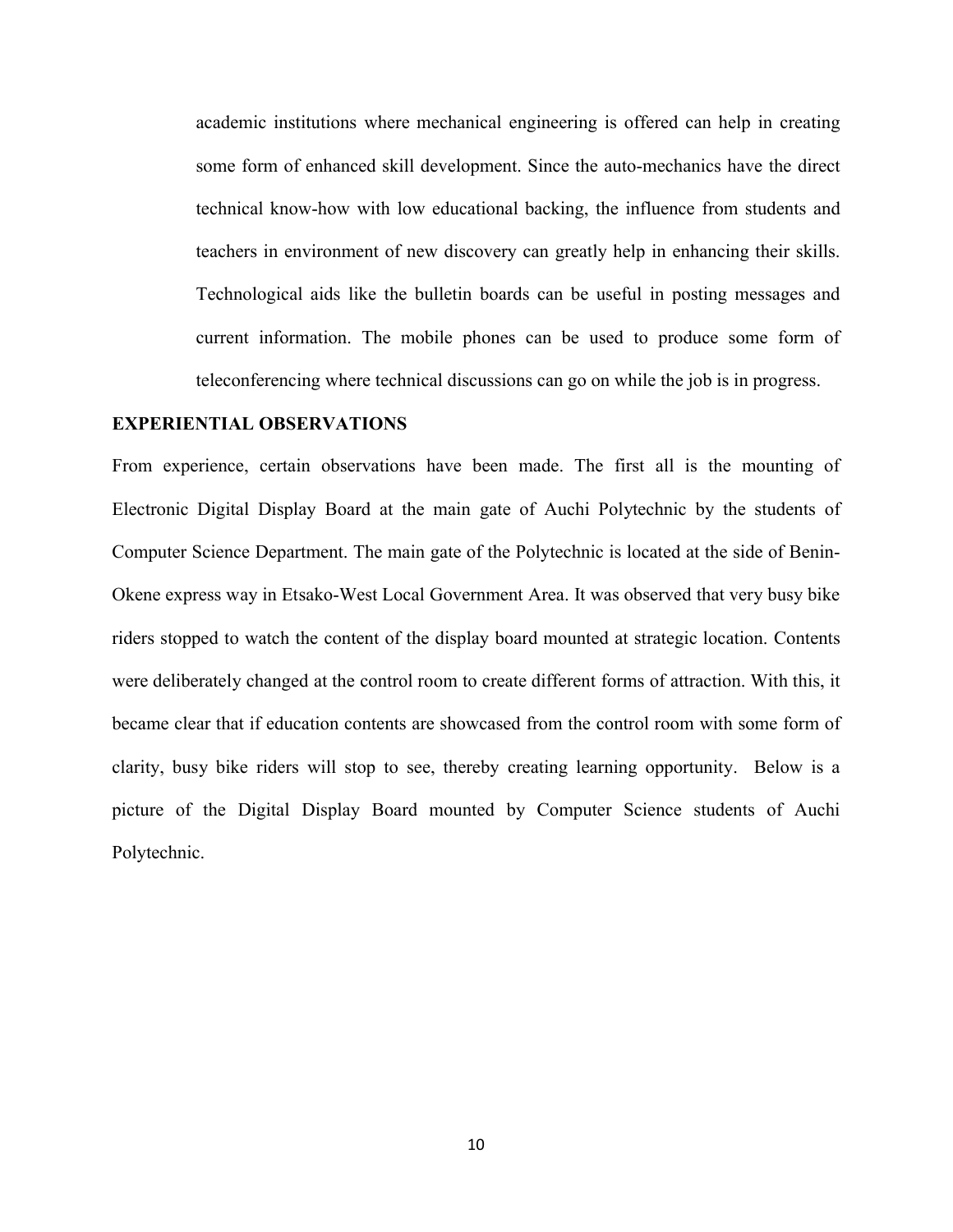academic institutions where mechanical engineering is offered can help in creating some form of enhanced skill development. Since the auto-mechanics have the direct technical know-how with low educational backing, the influence from students and teachers in environment of new discovery can greatly help in enhancing their skills. Technological aids like the bulletin boards can be useful in posting messages and current information. The mobile phones can be used to produce some form of teleconferencing where technical discussions can go on while the job is in progress.

## EXPERIENTIAL OBSERVATIONS

From experience, certain observations have been made. The first all is the mounting of Electronic Digital Display Board at the main gate of Auchi Polytechnic by the students of Computer Science Department. The main gate of the Polytechnic is located at the side of Benin-Okene express way in Etsako-West Local Government Area. It was observed that very busy bike riders stopped to watch the content of the display board mounted at strategic location. Contents were deliberately changed at the control room to create different forms of attraction. With this, it became clear that if education contents are showcased from the control room with some form of clarity, busy bike riders will stop to see, thereby creating learning opportunity. Below is a picture of the Digital Display Board mounted by Computer Science students of Auchi Polytechnic.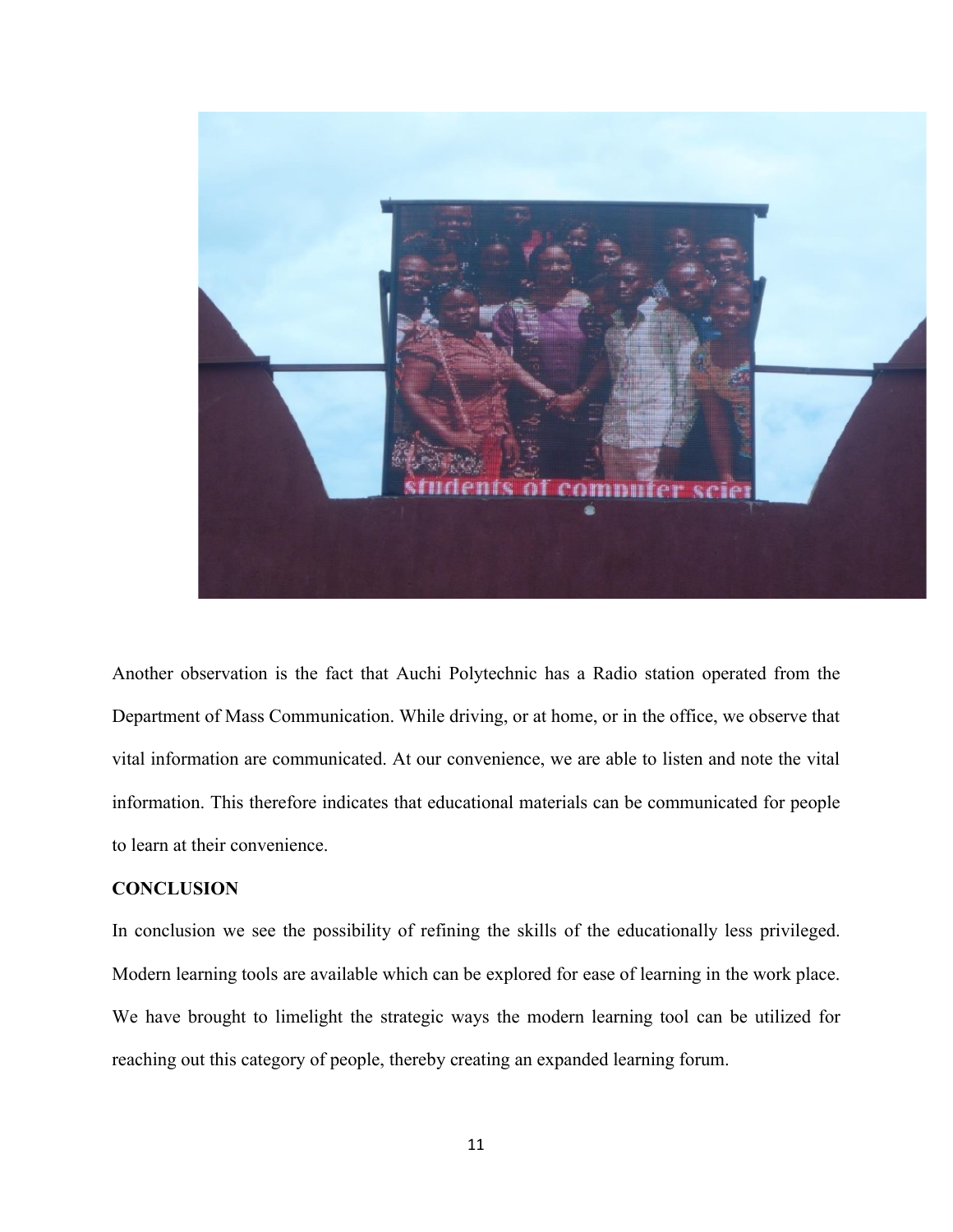Another observation is the fact that Auchi Polytechnic has a Radio station operated from the Department of Mass Communication. While driving, or at home, or in the office, we observe that vital information are communicated. At our convenience, we are able to listen and note the vital information. This therefore indicates that educational materials can be communicated for people to learn at their convenience.

**CONCLUSION**

In conclusion we see the possibility of refining the skills of the educationally less privileged. Modern learning tools are available which can be explored for ease of learning in the work place. We have brought to limelight the strategic ways the modern learning tool can be utilized for reaching out this category of people, thereby creating an expanded learning forum.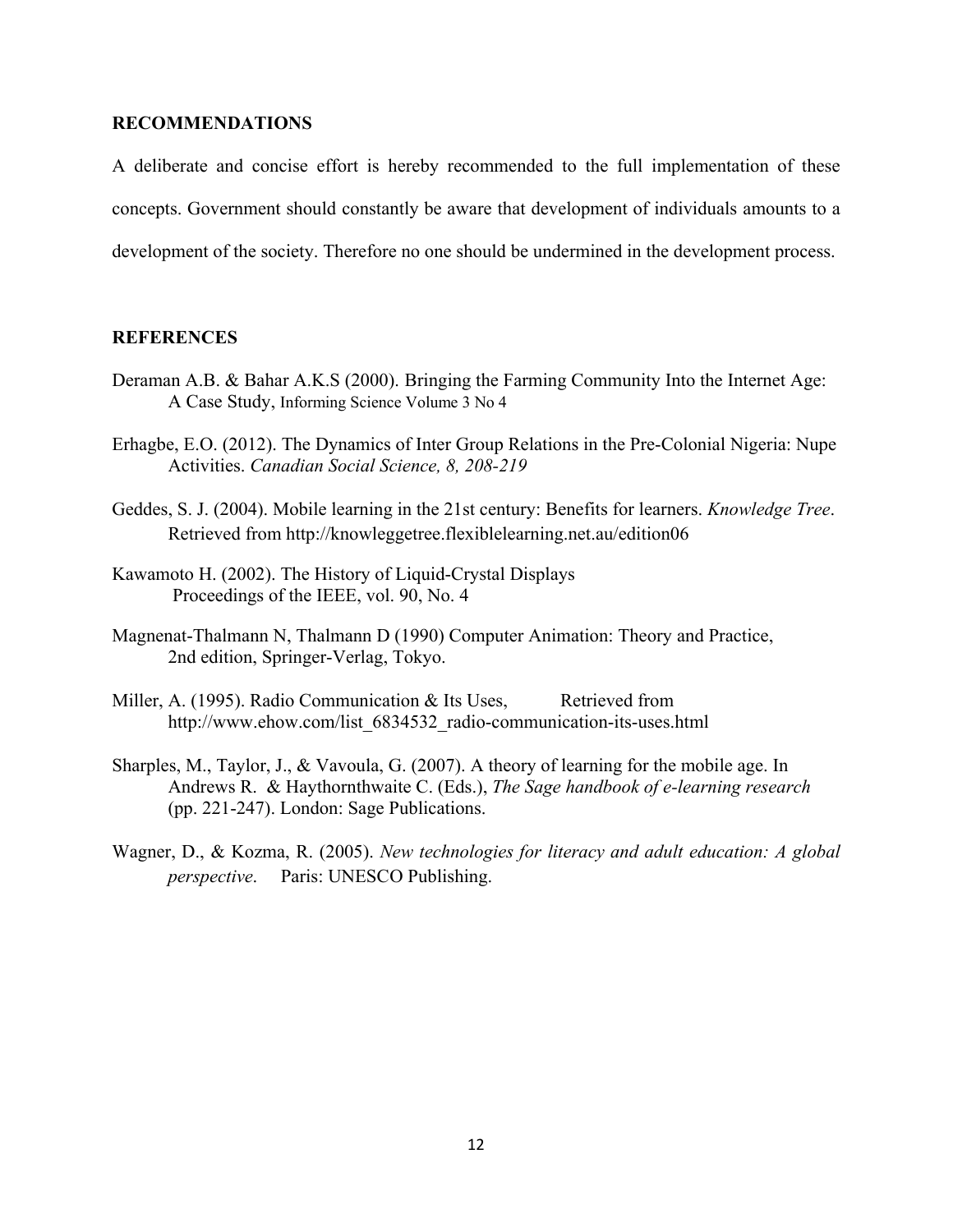## RECOMMENDATIONS

A deliberate and concise effort is hereby recommended to the full implementation of these concepts. Government should constantly be aware that development of individuals amounts to a development of the society. Therefore no one should be undermined in the development process.

## REFERENCES

Deraman A.B. & Bahar A.K.S (2000). Bringing the Farming Community Into the Internet Age: A Case Study, Informing Science Volume 3 No 4

Erhagbe, E.O. (2012). The Dynamics of Inter Group Relations in the Pre-Colonial Nigeria: Nupe Activities. *Canadian Social Science, 8, 208-219*

Geddes, S. J. (2004). Mobile learning in the 21st century: Benefits for learners. *Knowledge Tree*. Retrieved from http://knowleggetree.flexiblelearning.net.au/edition06

Kawamoto H. (2002). The History of Liquid-Crystal Displays Proceedings of the IEEE, vol. 90, No. 4

Magnenat-Thalmann N, Thalmann D (1990) Computer Animation: Theory and Practice, 2nd edition, Springer-Verlag, Tokyo.

Miller, A. (1995). Radio Communication & Its Uses, Retrieved from http://www.ehow.com/list_6834532_radio-communication-its-uses.html

Sharples, M., Taylor, J., & Vavoula, G. (2007). A theory of learning for the mobile age. In Andrews R. & Haythornthwaite C. (Eds.), *The Sage handbook of e-learning research* (pp. 221-247). London: Sage Publications.

Wagner, D., & Kozma, R. (2005). *New technologies for literacy and adult education: A global perspective*. Paris: UNESCO Publishing.